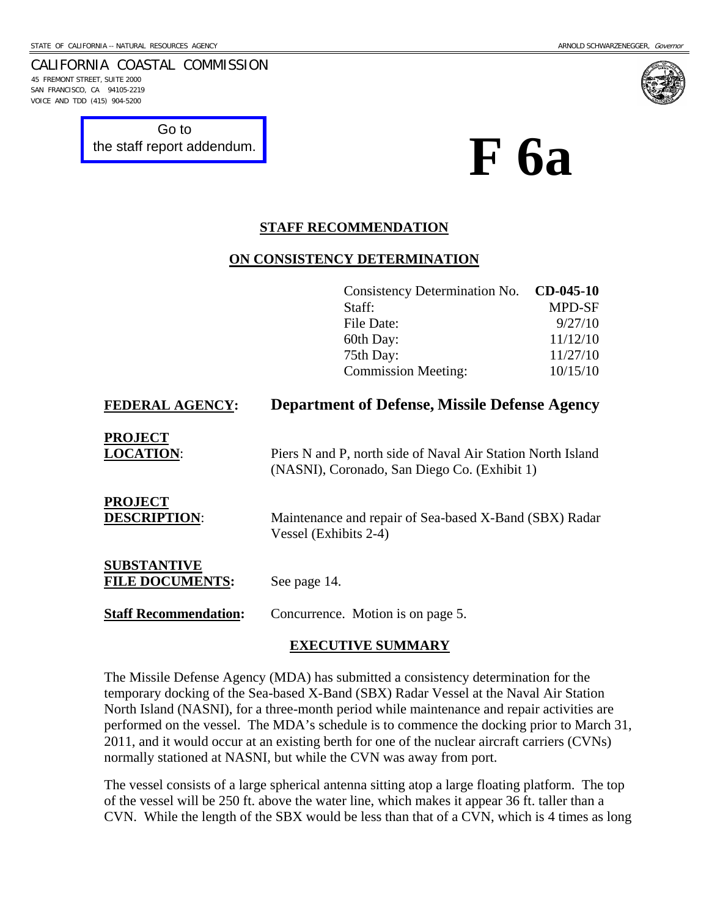STATE OF CALIFORNIA -- NATURAL RESOURCES AGENCY ARNOLD SCHWARZENEGGER, *Governor*

CALIFORNIA COASTAL COMMISSION
45 FREMONT STREET, SUITE 2000
SAN FRANCISCO, CA 94105-2219
VOICE AND TDD (415) 904-5200

Go to the staff report addendum.

# F 6a

## STAFF RECOMMENDATION

## ON CONSISTENCY DETERMINATION

| | |
|---|---|
| Consistency Determination No. | **CD-045-10** |
| Staff: | MPD-SF |
| File Date: | 9/27/10 |
| 60th Day: | 11/12/10 |
| 75th Day: | 11/27/10 |
| Commission Meeting: | 10/15/10 |

**FEDERAL AGENCY:** **Department of Defense, Missile Defense Agency**

**PROJECT LOCATION:** Piers N and P, north side of Naval Air Station North Island (NASNI), Coronado, San Diego Co. (Exhibit 1)

**PROJECT DESCRIPTION:** Maintenance and repair of Sea-based X-Band (SBX) Radar Vessel (Exhibits 2-4)

**SUBSTANTIVE FILE DOCUMENTS:** See page 14.

**Staff Recommendation:** Concurrence. Motion is on page 5.

## EXECUTIVE SUMMARY

The Missile Defense Agency (MDA) has submitted a consistency determination for the temporary docking of the Sea-based X-Band (SBX) Radar Vessel at the Naval Air Station North Island (NASNI), for a three-month period while maintenance and repair activities are performed on the vessel. The MDA's schedule is to commence the docking prior to March 31, 2011, and it would occur at an existing berth for one of the nuclear aircraft carriers (CVNs) normally stationed at NASNI, but while the CVN was away from port.

The vessel consists of a large spherical antenna sitting atop a large floating platform. The top of the vessel will be 250 ft. above the water line, which makes it appear 36 ft. taller than a CVN. While the length of the SBX would be less than that of a CVN, which is 4 times as long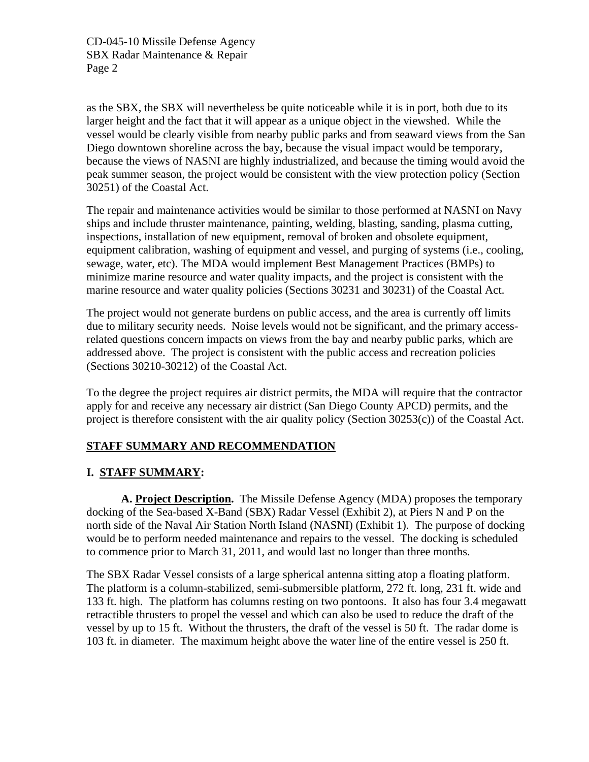as the SBX, the SBX will nevertheless be quite noticeable while it is in port, both due to its larger height and the fact that it will appear as a unique object in the viewshed. While the vessel would be clearly visible from nearby public parks and from seaward views from the San Diego downtown shoreline across the bay, because the visual impact would be temporary, because the views of NASNI are highly industrialized, and because the timing would avoid the peak summer season, the project would be consistent with the view protection policy (Section 30251) of the Coastal Act.

The repair and maintenance activities would be similar to those performed at NASNI on Navy ships and include thruster maintenance, painting, welding, blasting, sanding, plasma cutting, inspections, installation of new equipment, removal of broken and obsolete equipment, equipment calibration, washing of equipment and vessel, and purging of systems (i.e., cooling, sewage, water, etc). The MDA would implement Best Management Practices (BMPs) to minimize marine resource and water quality impacts, and the project is consistent with the marine resource and water quality policies (Sections 30231 and 30231) of the Coastal Act.

The project would not generate burdens on public access, and the area is currently off limits due to military security needs. Noise levels would not be significant, and the primary access-related questions concern impacts on views from the bay and nearby public parks, which are addressed above. The project is consistent with the public access and recreation policies (Sections 30210-30212) of the Coastal Act.

To the degree the project requires air district permits, the MDA will require that the contractor apply for and receive any necessary air district (San Diego County APCD) permits, and the project is therefore consistent with the air quality policy (Section 30253(c)) of the Coastal Act.

## STAFF SUMMARY AND RECOMMENDATION

### I. STAFF SUMMARY:

**A. Project Description.** The Missile Defense Agency (MDA) proposes the temporary docking of the Sea-based X-Band (SBX) Radar Vessel (Exhibit 2), at Piers N and P on the north side of the Naval Air Station North Island (NASNI) (Exhibit 1). The purpose of docking would be to perform needed maintenance and repairs to the vessel. The docking is scheduled to commence prior to March 31, 2011, and would last no longer than three months.

The SBX Radar Vessel consists of a large spherical antenna sitting atop a floating platform. The platform is a column-stabilized, semi-submersible platform, 272 ft. long, 231 ft. wide and 133 ft. high. The platform has columns resting on two pontoons. It also has four 3.4 megawatt retractible thrusters to propel the vessel and which can also be used to reduce the draft of the vessel by up to 15 ft. Without the thrusters, the draft of the vessel is 50 ft. The radar dome is 103 ft. in diameter. The maximum height above the water line of the entire vessel is 250 ft.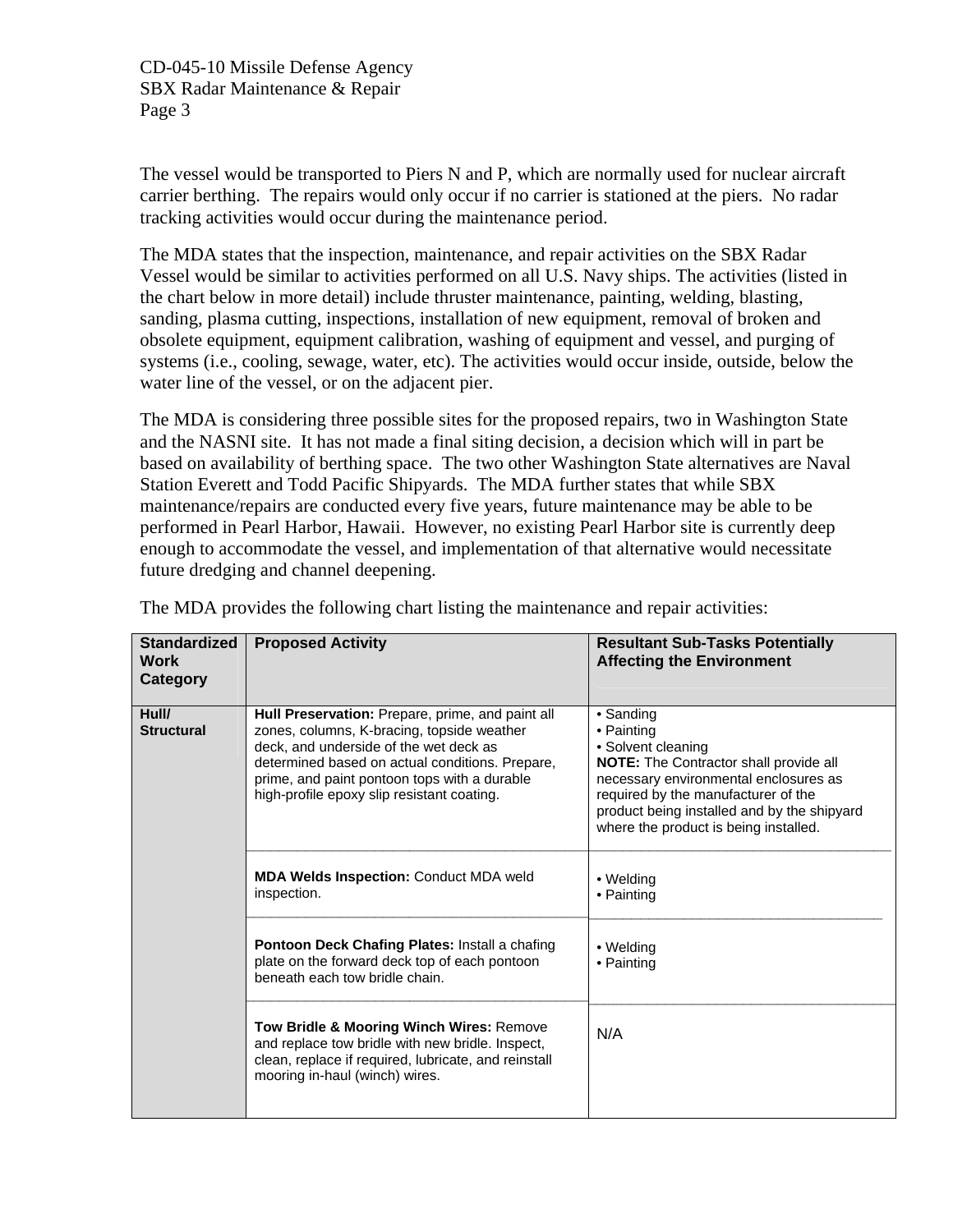The vessel would be transported to Piers N and P, which are normally used for nuclear aircraft carrier berthing. The repairs would only occur if no carrier is stationed at the piers. No radar tracking activities would occur during the maintenance period.

The MDA states that the inspection, maintenance, and repair activities on the SBX Radar Vessel would be similar to activities performed on all U.S. Navy ships. The activities (listed in the chart below in more detail) include thruster maintenance, painting, welding, blasting, sanding, plasma cutting, inspections, installation of new equipment, removal of broken and obsolete equipment, equipment calibration, washing of equipment and vessel, and purging of systems (i.e., cooling, sewage, water, etc). The activities would occur inside, outside, below the water line of the vessel, or on the adjacent pier.

The MDA is considering three possible sites for the proposed repairs, two in Washington State and the NASNI site. It has not made a final siting decision, a decision which will in part be based on availability of berthing space. The two other Washington State alternatives are Naval Station Everett and Todd Pacific Shipyards. The MDA further states that while SBX maintenance/repairs are conducted every five years, future maintenance may be able to be performed in Pearl Harbor, Hawaii. However, no existing Pearl Harbor site is currently deep enough to accommodate the vessel, and implementation of that alternative would necessitate future dredging and channel deepening.

The MDA provides the following chart listing the maintenance and repair activities:

| Standardized Work Category | Proposed Activity | Resultant Sub-Tasks Potentially Affecting the Environment |
|---|---|---|
| **Hull/ Structural** | **Hull Preservation:** Prepare, prime, and paint all zones, columns, K-bracing, topside weather deck, and underside of the wet deck as determined based on actual conditions. Prepare, prime, and paint pontoon tops with a durable high-profile epoxy slip resistant coating. | • Sanding<br>• Painting<br>• Solvent cleaning<br>**NOTE:** The Contractor shall provide all necessary environmental enclosures as required by the manufacturer of the product being installed and by the shipyard where the product is being installed. |
| | **MDA Welds Inspection:** Conduct MDA weld inspection. | • Welding<br>• Painting |
| | **Pontoon Deck Chafing Plates:** Install a chafing plate on the forward deck top of each pontoon beneath each tow bridle chain. | • Welding<br>• Painting |
| | **Tow Bridle & Mooring Winch Wires:** Remove and replace tow bridle with new bridle. Inspect, clean, replace if required, lubricate, and reinstall mooring in-haul (winch) wires. | N/A |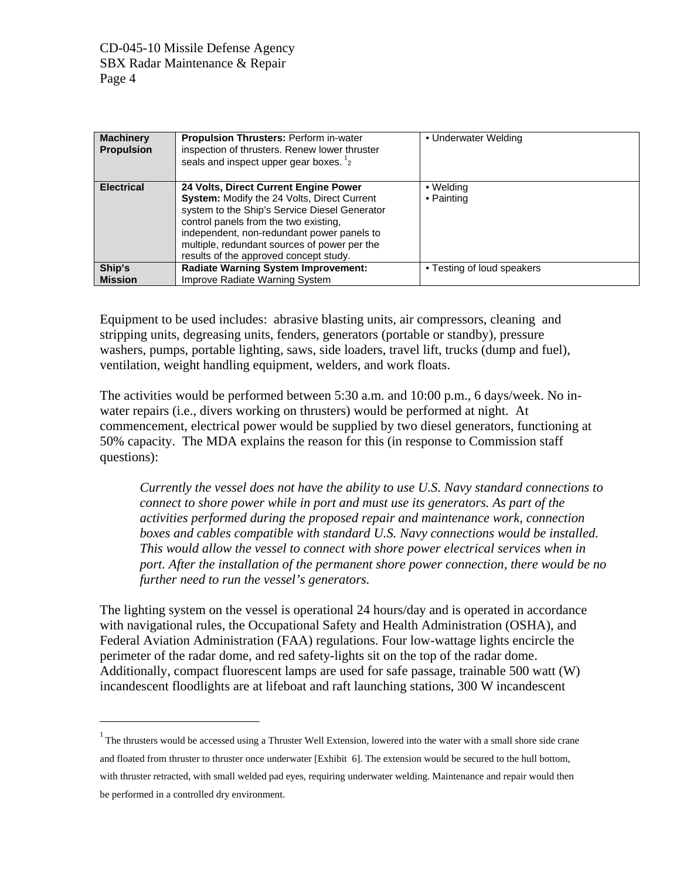| Machinery Propulsion | **Propulsion Thrusters:** Perform in-water inspection of thrusters. Renew lower thruster seals and inspect upper gear boxes. [1] [2] | • Underwater Welding |
|---|---|---|
| **Electrical** | **24 Volts, Direct Current Engine Power System:** Modify the 24 Volts, Direct Current system to the Ship's Service Diesel Generator control panels from the two existing, independent, non-redundant power panels to multiple, redundant sources of power per the results of the approved concept study. | • Welding<br>• Painting |
| **Ship's Mission** | **Radiate Warning System Improvement:** Improve Radiate Warning System | • Testing of loud speakers |

Equipment to be used includes: abrasive blasting units, air compressors, cleaning and stripping units, degreasing units, fenders, generators (portable or standby), pressure washers, pumps, portable lighting, saws, side loaders, travel lift, trucks (dump and fuel), ventilation, weight handling equipment, welders, and work floats.

The activities would be performed between 5:30 a.m. and 10:00 p.m., 6 days/week. No in-water repairs (i.e., divers working on thrusters) would be performed at night. At commencement, electrical power would be supplied by two diesel generators, functioning at 50% capacity. The MDA explains the reason for this (in response to Commission staff questions):

> *Currently the vessel does not have the ability to use U.S. Navy standard connections to connect to shore power while in port and must use its generators. As part of the activities performed during the proposed repair and maintenance work, connection boxes and cables compatible with standard U.S. Navy connections would be installed. This would allow the vessel to connect with shore power electrical services when in port. After the installation of the permanent shore power connection, there would be no further need to run the vessel's generators.*

The lighting system on the vessel is operational 24 hours/day and is operated in accordance with navigational rules, the Occupational Safety and Health Administration (OSHA), and Federal Aviation Administration (FAA) regulations. Four low-wattage lights encircle the perimeter of the radar dome, and red safety-lights sit on the top of the radar dome. Additionally, compact fluorescent lamps are used for safe passage, trainable 500 watt (W) incandescent floodlights are at lifeboat and raft launching stations, 300 W incandescent

---

[1] The thrusters would be accessed using a Thruster Well Extension, lowered into the water with a small shore side crane and floated from thruster to thruster once underwater [Exhibit 6]. The extension would be secured to the hull bottom, with thruster retracted, with small welded pad eyes, requiring underwater welding. Maintenance and repair would then be performed in a controlled dry environment.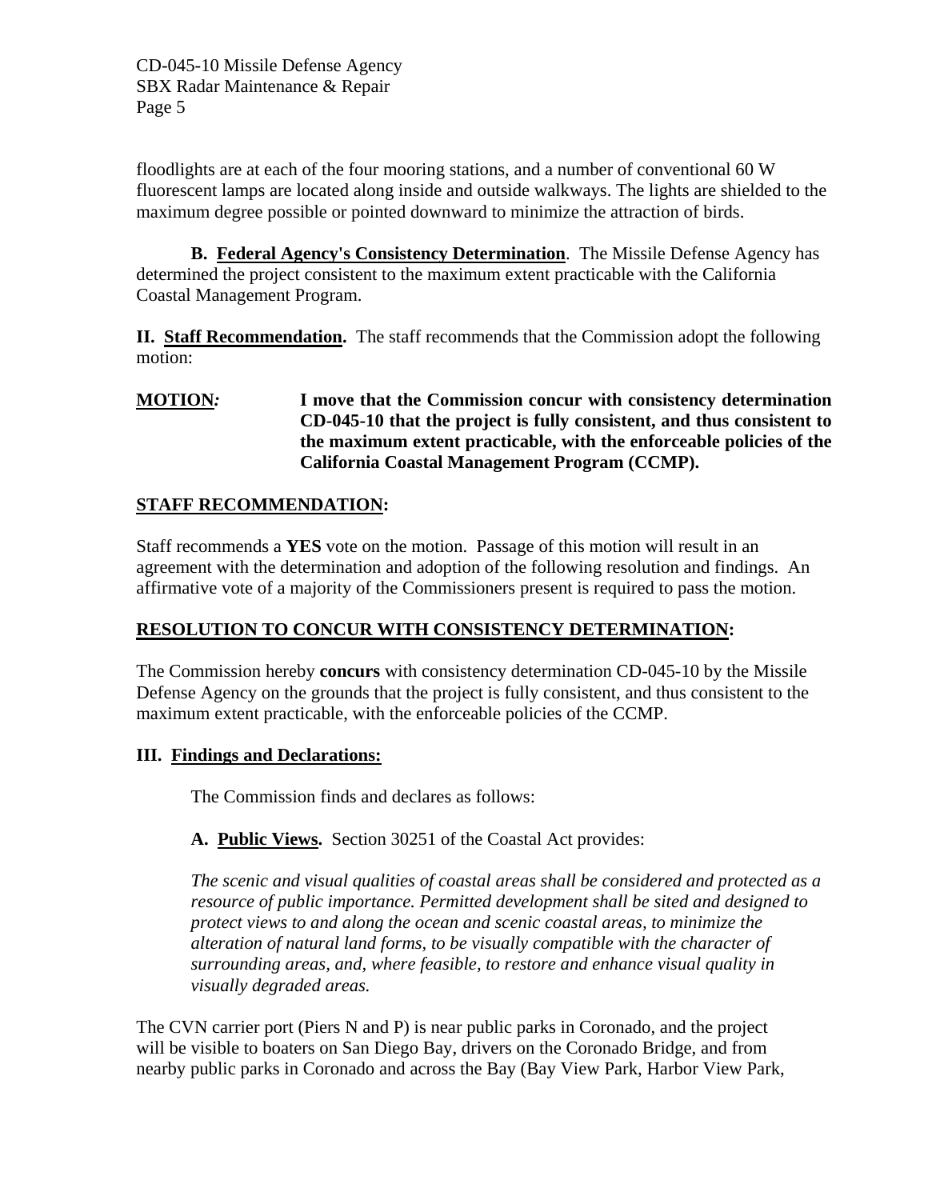floodlights are at each of the four mooring stations, and a number of conventional 60 W fluorescent lamps are located along inside and outside walkways. The lights are shielded to the maximum degree possible or pointed downward to minimize the attraction of birds.

**B. Federal Agency's Consistency Determination**. The Missile Defense Agency has determined the project consistent to the maximum extent practicable with the California Coastal Management Program.

**II. Staff Recommendation.** The staff recommends that the Commission adopt the following motion:

**MOTION:** **I move that the Commission concur with consistency determination CD-045-10 that the project is fully consistent, and thus consistent to the maximum extent practicable, with the enforceable policies of the California Coastal Management Program (CCMP).**

**STAFF RECOMMENDATION:**

Staff recommends a **YES** vote on the motion. Passage of this motion will result in an agreement with the determination and adoption of the following resolution and findings. An affirmative vote of a majority of the Commissioners present is required to pass the motion.

**RESOLUTION TO CONCUR WITH CONSISTENCY DETERMINATION:**

The Commission hereby **concurs** with consistency determination CD-045-10 by the Missile Defense Agency on the grounds that the project is fully consistent, and thus consistent to the maximum extent practicable, with the enforceable policies of the CCMP.

**III. Findings and Declarations:**

The Commission finds and declares as follows:

**A. Public Views.** Section 30251 of the Coastal Act provides:

*The scenic and visual qualities of coastal areas shall be considered and protected as a resource of public importance. Permitted development shall be sited and designed to protect views to and along the ocean and scenic coastal areas, to minimize the alteration of natural land forms, to be visually compatible with the character of surrounding areas, and, where feasible, to restore and enhance visual quality in visually degraded areas.*

The CVN carrier port (Piers N and P) is near public parks in Coronado, and the project will be visible to boaters on San Diego Bay, drivers on the Coronado Bridge, and from nearby public parks in Coronado and across the Bay (Bay View Park, Harbor View Park,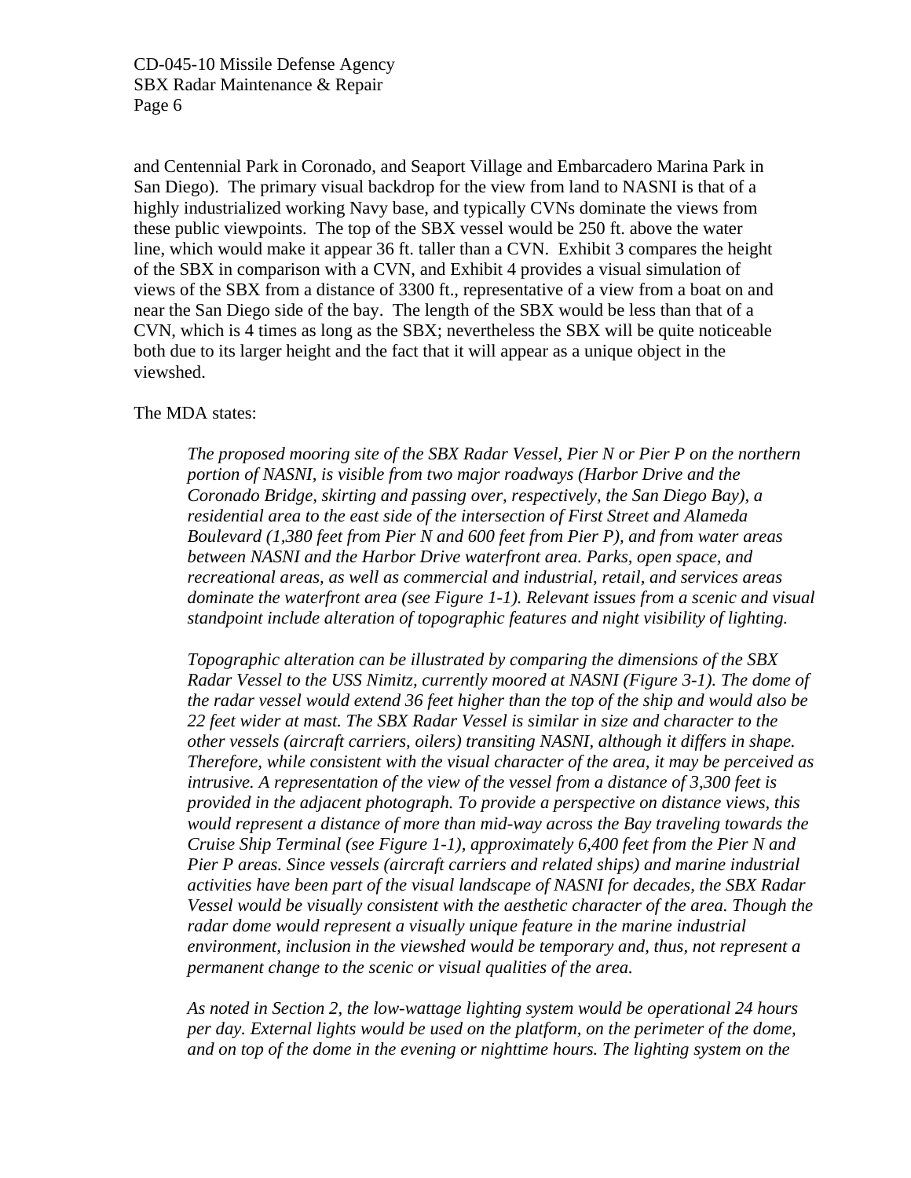and Centennial Park in Coronado, and Seaport Village and Embarcadero Marina Park in San Diego). The primary visual backdrop for the view from land to NASNI is that of a highly industrialized working Navy base, and typically CVNs dominate the views from these public viewpoints. The top of the SBX vessel would be 250 ft. above the water line, which would make it appear 36 ft. taller than a CVN. Exhibit 3 compares the height of the SBX in comparison with a CVN, and Exhibit 4 provides a visual simulation of views of the SBX from a distance of 3300 ft., representative of a view from a boat on and near the San Diego side of the bay. The length of the SBX would be less than that of a CVN, which is 4 times as long as the SBX; nevertheless the SBX will be quite noticeable both due to its larger height and the fact that it will appear as a unique object in the viewshed.

The MDA states:

> *The proposed mooring site of the SBX Radar Vessel, Pier N or Pier P on the northern portion of NASNI, is visible from two major roadways (Harbor Drive and the Coronado Bridge, skirting and passing over, respectively, the San Diego Bay), a residential area to the east side of the intersection of First Street and Alameda Boulevard (1,380 feet from Pier N and 600 feet from Pier P), and from water areas between NASNI and the Harbor Drive waterfront area. Parks, open space, and recreational areas, as well as commercial and industrial, retail, and services areas dominate the waterfront area (see Figure 1-1). Relevant issues from a scenic and visual standpoint include alteration of topographic features and night visibility of lighting.*
>
> *Topographic alteration can be illustrated by comparing the dimensions of the SBX Radar Vessel to the USS Nimitz, currently moored at NASNI (Figure 3-1). The dome of the radar vessel would extend 36 feet higher than the top of the ship and would also be 22 feet wider at mast. The SBX Radar Vessel is similar in size and character to the other vessels (aircraft carriers, oilers) transiting NASNI, although it differs in shape. Therefore, while consistent with the visual character of the area, it may be perceived as intrusive. A representation of the view of the vessel from a distance of 3,300 feet is provided in the adjacent photograph. To provide a perspective on distance views, this would represent a distance of more than mid-way across the Bay traveling towards the Cruise Ship Terminal (see Figure 1-1), approximately 6,400 feet from the Pier N and Pier P areas. Since vessels (aircraft carriers and related ships) and marine industrial activities have been part of the visual landscape of NASNI for decades, the SBX Radar Vessel would be visually consistent with the aesthetic character of the area. Though the radar dome would represent a visually unique feature in the marine industrial environment, inclusion in the viewshed would be temporary and, thus, not represent a permanent change to the scenic or visual qualities of the area.*
>
> *As noted in Section 2, the low-wattage lighting system would be operational 24 hours per day. External lights would be used on the platform, on the perimeter of the dome, and on top of the dome in the evening or nighttime hours. The lighting system on the*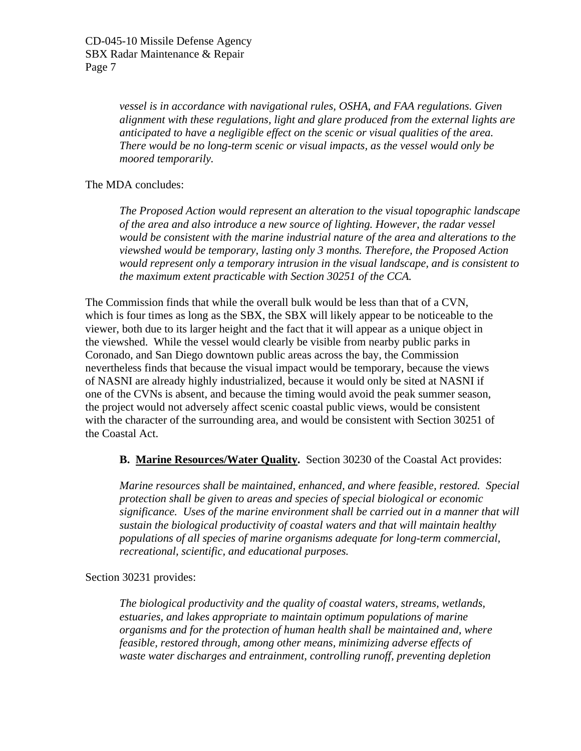*vessel is in accordance with navigational rules, OSHA, and FAA regulations. Given alignment with these regulations, light and glare produced from the external lights are anticipated to have a negligible effect on the scenic or visual qualities of the area. There would be no long-term scenic or visual impacts, as the vessel would only be moored temporarily.*

The MDA concludes:

> *The Proposed Action would represent an alteration to the visual topographic landscape of the area and also introduce a new source of lighting. However, the radar vessel would be consistent with the marine industrial nature of the area and alterations to the viewshed would be temporary, lasting only 3 months. Therefore, the Proposed Action would represent only a temporary intrusion in the visual landscape, and is consistent to the maximum extent practicable with Section 30251 of the CCA.*

The Commission finds that while the overall bulk would be less than that of a CVN, which is four times as long as the SBX, the SBX will likely appear to be noticeable to the viewer, both due to its larger height and the fact that it will appear as a unique object in the viewshed. While the vessel would clearly be visible from nearby public parks in Coronado, and San Diego downtown public areas across the bay, the Commission nevertheless finds that because the visual impact would be temporary, because the views of NASNI are already highly industrialized, because it would only be sited at NASNI if one of the CVNs is absent, and because the timing would avoid the peak summer season, the project would not adversely affect scenic coastal public views, would be consistent with the character of the surrounding area, and would be consistent with Section 30251 of the Coastal Act.

**B. <u>Marine Resources/Water Quality</u>.** Section 30230 of the Coastal Act provides:

> *Marine resources shall be maintained, enhanced, and where feasible, restored. Special protection shall be given to areas and species of special biological or economic significance. Uses of the marine environment shall be carried out in a manner that will sustain the biological productivity of coastal waters and that will maintain healthy populations of all species of marine organisms adequate for long-term commercial, recreational, scientific, and educational purposes.*

Section 30231 provides:

> *The biological productivity and the quality of coastal waters, streams, wetlands, estuaries, and lakes appropriate to maintain optimum populations of marine organisms and for the protection of human health shall be maintained and, where feasible, restored through, among other means, minimizing adverse effects of waste water discharges and entrainment, controlling runoff, preventing depletion*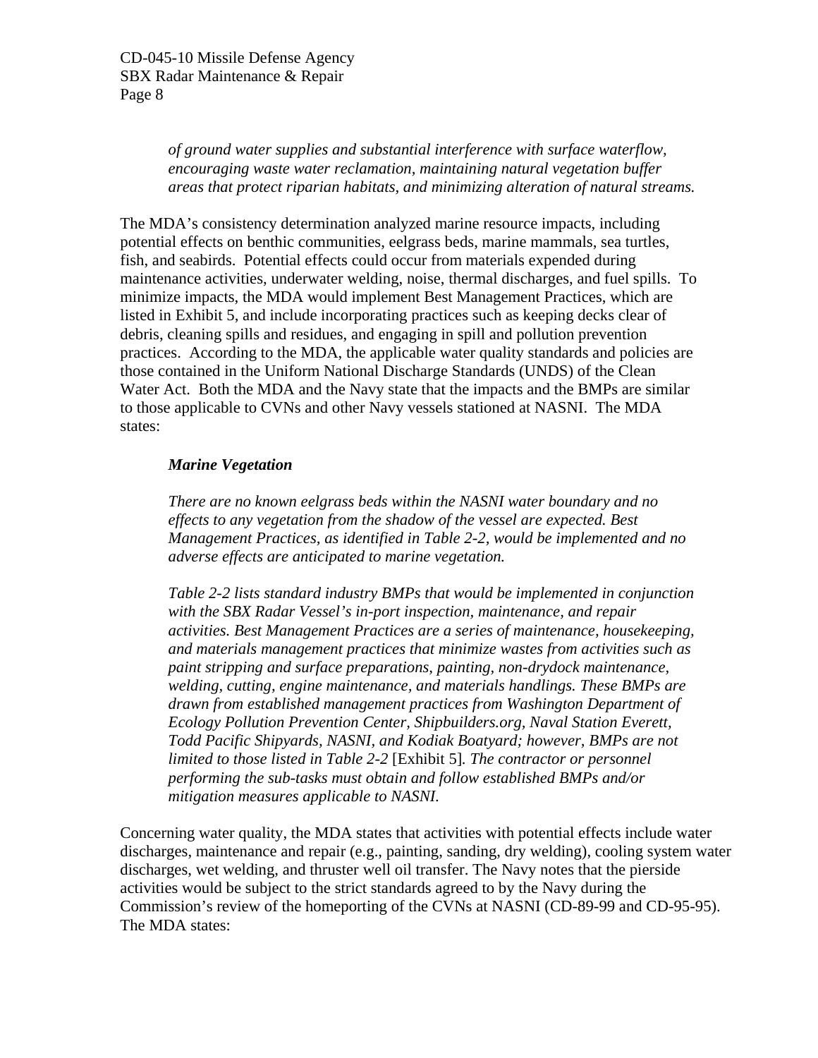> *of ground water supplies and substantial interference with surface waterflow, encouraging waste water reclamation, maintaining natural vegetation buffer areas that protect riparian habitats, and minimizing alteration of natural streams.*

The MDA's consistency determination analyzed marine resource impacts, including potential effects on benthic communities, eelgrass beds, marine mammals, sea turtles, fish, and seabirds. Potential effects could occur from materials expended during maintenance activities, underwater welding, noise, thermal discharges, and fuel spills. To minimize impacts, the MDA would implement Best Management Practices, which are listed in Exhibit 5, and include incorporating practices such as keeping decks clear of debris, cleaning spills and residues, and engaging in spill and pollution prevention practices. According to the MDA, the applicable water quality standards and policies are those contained in the Uniform National Discharge Standards (UNDS) of the Clean Water Act. Both the MDA and the Navy state that the impacts and the BMPs are similar to those applicable to CVNs and other Navy vessels stationed at NASNI. The MDA states:

> ***Marine Vegetation***
>
> *There are no known eelgrass beds within the NASNI water boundary and no effects to any vegetation from the shadow of the vessel are expected. Best Management Practices, as identified in Table 2-2, would be implemented and no adverse effects are anticipated to marine vegetation.*
>
> *Table 2-2 lists standard industry BMPs that would be implemented in conjunction with the SBX Radar Vessel's in-port inspection, maintenance, and repair activities. Best Management Practices are a series of maintenance, housekeeping, and materials management practices that minimize wastes from activities such as paint stripping and surface preparations, painting, non-drydock maintenance, welding, cutting, engine maintenance, and materials handlings. These BMPs are drawn from established management practices from Washington Department of Ecology Pollution Prevention Center, Shipbuilders.org, Naval Station Everett, Todd Pacific Shipyards, NASNI, and Kodiak Boatyard; however, BMPs are not limited to those listed in Table 2-2* [Exhibit 5]*. The contractor or personnel performing the sub-tasks must obtain and follow established BMPs and/or mitigation measures applicable to NASNI.*

Concerning water quality, the MDA states that activities with potential effects include water discharges, maintenance and repair (e.g., painting, sanding, dry welding), cooling system water discharges, wet welding, and thruster well oil transfer. The Navy notes that the pierside activities would be subject to the strict standards agreed to by the Navy during the Commission's review of the homeporting of the CVNs at NASNI (CD-89-99 and CD-95-95). The MDA states: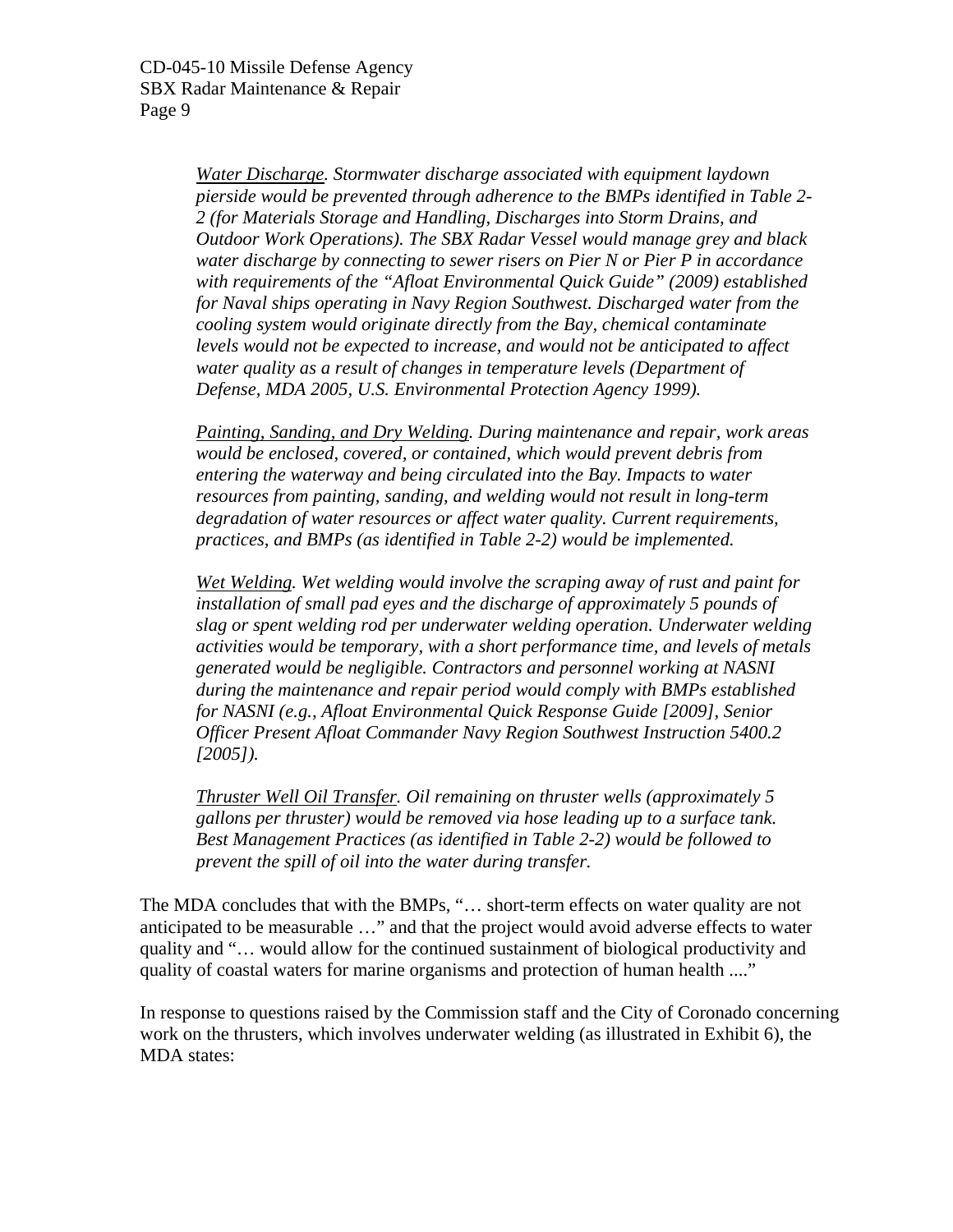*<u>Water Discharge</u>. Stormwater discharge associated with equipment laydown pierside would be prevented through adherence to the BMPs identified in Table 2-2 (for Materials Storage and Handling, Discharges into Storm Drains, and Outdoor Work Operations). The SBX Radar Vessel would manage grey and black water discharge by connecting to sewer risers on Pier N or Pier P in accordance with requirements of the "Afloat Environmental Quick Guide" (2009) established for Naval ships operating in Navy Region Southwest. Discharged water from the cooling system would originate directly from the Bay, chemical contaminate levels would not be expected to increase, and would not be anticipated to affect water quality as a result of changes in temperature levels (Department of Defense, MDA 2005, U.S. Environmental Protection Agency 1999).*

*<u>Painting, Sanding, and Dry Welding</u>. During maintenance and repair, work areas would be enclosed, covered, or contained, which would prevent debris from entering the waterway and being circulated into the Bay. Impacts to water resources from painting, sanding, and welding would not result in long-term degradation of water resources or affect water quality. Current requirements, practices, and BMPs (as identified in Table 2-2) would be implemented.*

*<u>Wet Welding</u>. Wet welding would involve the scraping away of rust and paint for installation of small pad eyes and the discharge of approximately 5 pounds of slag or spent welding rod per underwater welding operation. Underwater welding activities would be temporary, with a short performance time, and levels of metals generated would be negligible. Contractors and personnel working at NASNI during the maintenance and repair period would comply with BMPs established for NASNI (e.g., Afloat Environmental Quick Response Guide [2009], Senior Officer Present Afloat Commander Navy Region Southwest Instruction 5400.2 [2005]).*

*<u>Thruster Well Oil Transfer</u>. Oil remaining on thruster wells (approximately 5 gallons per thruster) would be removed via hose leading up to a surface tank. Best Management Practices (as identified in Table 2-2) would be followed to prevent the spill of oil into the water during transfer.*

The MDA concludes that with the BMPs, "… short-term effects on water quality are not anticipated to be measurable …" and that the project would avoid adverse effects to water quality and "… would allow for the continued sustainment of biological productivity and quality of coastal waters for marine organisms and protection of human health ...."

In response to questions raised by the Commission staff and the City of Coronado concerning work on the thrusters, which involves underwater welding (as illustrated in Exhibit 6), the MDA states: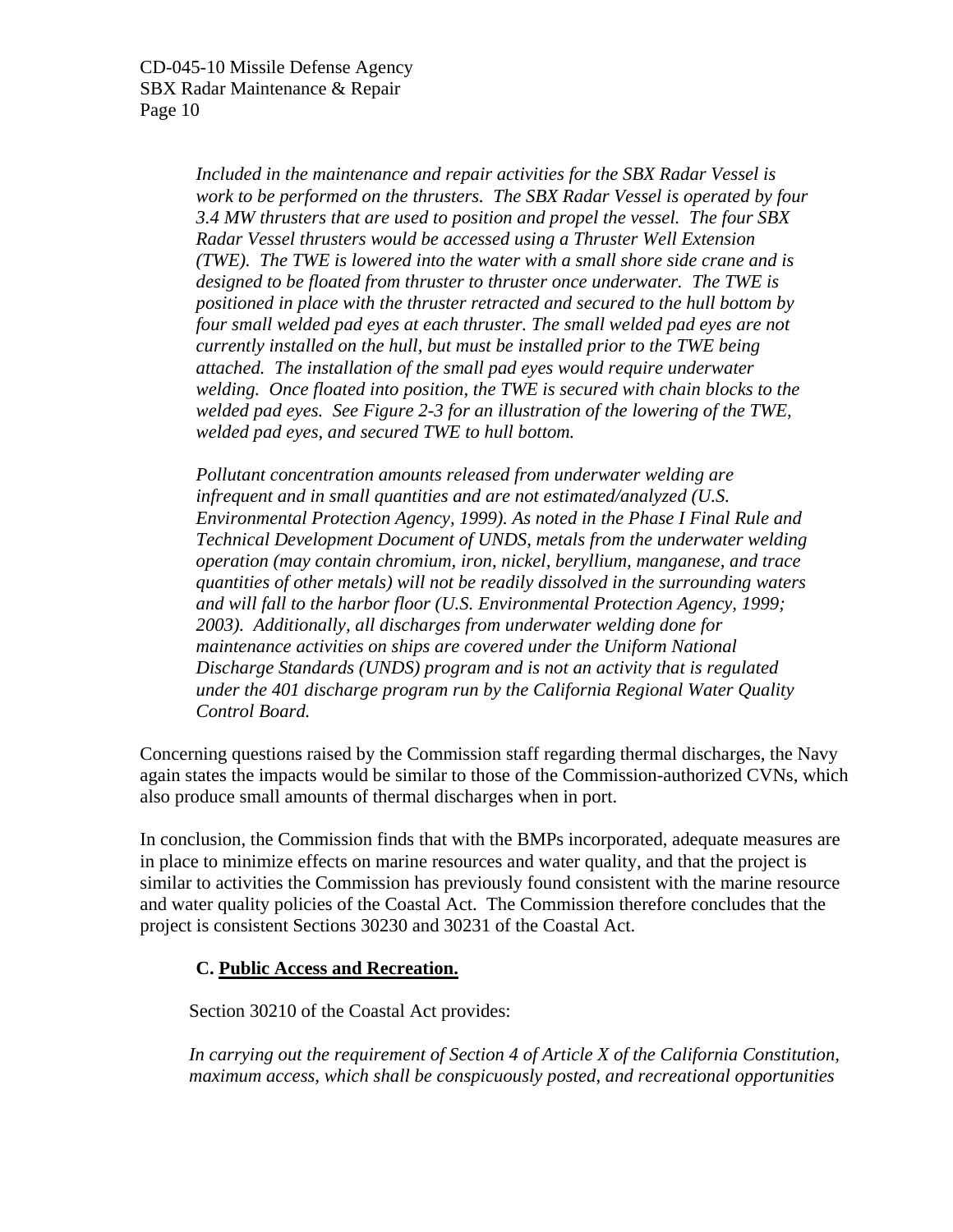*Included in the maintenance and repair activities for the SBX Radar Vessel is work to be performed on the thrusters. The SBX Radar Vessel is operated by four 3.4 MW thrusters that are used to position and propel the vessel. The four SBX Radar Vessel thrusters would be accessed using a Thruster Well Extension (TWE). The TWE is lowered into the water with a small shore side crane and is designed to be floated from thruster to thruster once underwater. The TWE is positioned in place with the thruster retracted and secured to the hull bottom by four small welded pad eyes at each thruster. The small welded pad eyes are not currently installed on the hull, but must be installed prior to the TWE being attached. The installation of the small pad eyes would require underwater welding. Once floated into position, the TWE is secured with chain blocks to the welded pad eyes. See Figure 2-3 for an illustration of the lowering of the TWE, welded pad eyes, and secured TWE to hull bottom.*

*Pollutant concentration amounts released from underwater welding are infrequent and in small quantities and are not estimated/analyzed (U.S. Environmental Protection Agency, 1999). As noted in the Phase I Final Rule and Technical Development Document of UNDS, metals from the underwater welding operation (may contain chromium, iron, nickel, beryllium, manganese, and trace quantities of other metals) will not be readily dissolved in the surrounding waters and will fall to the harbor floor (U.S. Environmental Protection Agency, 1999; 2003). Additionally, all discharges from underwater welding done for maintenance activities on ships are covered under the Uniform National Discharge Standards (UNDS) program and is not an activity that is regulated under the 401 discharge program run by the California Regional Water Quality Control Board.*

Concerning questions raised by the Commission staff regarding thermal discharges, the Navy again states the impacts would be similar to those of the Commission-authorized CVNs, which also produce small amounts of thermal discharges when in port.

In conclusion, the Commission finds that with the BMPs incorporated, adequate measures are in place to minimize effects on marine resources and water quality, and that the project is similar to activities the Commission has previously found consistent with the marine resource and water quality policies of the Coastal Act. The Commission therefore concludes that the project is consistent Sections 30230 and 30231 of the Coastal Act.

### C. <u>Public Access and Recreation.</u>

Section 30210 of the Coastal Act provides:

*In carrying out the requirement of Section 4 of Article X of the California Constitution, maximum access, which shall be conspicuously posted, and recreational opportunities*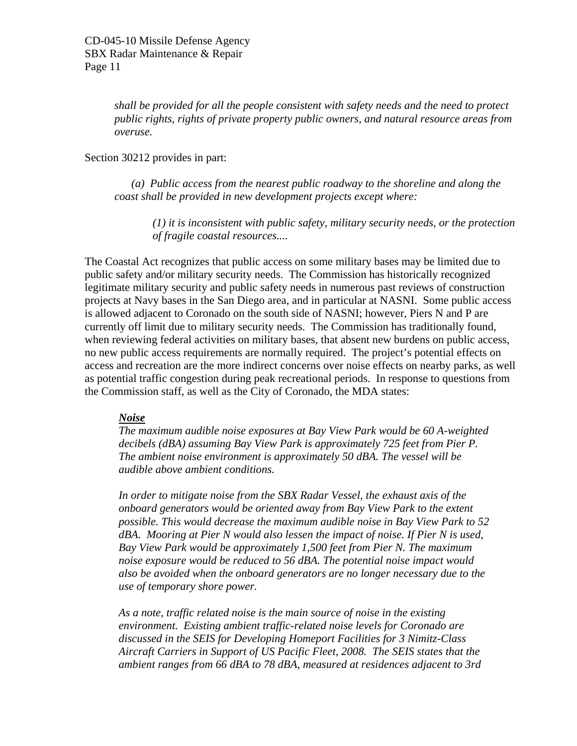*shall be provided for all the people consistent with safety needs and the need to protect public rights, rights of private property public owners, and natural resource areas from overuse.*

Section 30212 provides in part:

> *(a) Public access from the nearest public roadway to the shoreline and along the coast shall be provided in new development projects except where:*
>
> > *(1) it is inconsistent with public safety, military security needs, or the protection of fragile coastal resources....*

The Coastal Act recognizes that public access on some military bases may be limited due to public safety and/or military security needs. The Commission has historically recognized legitimate military security and public safety needs in numerous past reviews of construction projects at Navy bases in the San Diego area, and in particular at NASNI. Some public access is allowed adjacent to Coronado on the south side of NASNI; however, Piers N and P are currently off limit due to military security needs. The Commission has traditionally found, when reviewing federal activities on military bases, that absent new burdens on public access, no new public access requirements are normally required. The project's potential effects on access and recreation are the more indirect concerns over noise effects on nearby parks, as well as potential traffic congestion during peak recreational periods. In response to questions from the Commission staff, as well as the City of Coronado, the MDA states:

> ***Noise***
>
> *The maximum audible noise exposures at Bay View Park would be 60 A-weighted decibels (dBA) assuming Bay View Park is approximately 725 feet from Pier P. The ambient noise environment is approximately 50 dBA. The vessel will be audible above ambient conditions.*
>
> *In order to mitigate noise from the SBX Radar Vessel, the exhaust axis of the onboard generators would be oriented away from Bay View Park to the extent possible. This would decrease the maximum audible noise in Bay View Park to 52 dBA. Mooring at Pier N would also lessen the impact of noise. If Pier N is used, Bay View Park would be approximately 1,500 feet from Pier N. The maximum noise exposure would be reduced to 56 dBA. The potential noise impact would also be avoided when the onboard generators are no longer necessary due to the use of temporary shore power.*
>
> *As a note, traffic related noise is the main source of noise in the existing environment. Existing ambient traffic-related noise levels for Coronado are discussed in the SEIS for Developing Homeport Facilities for 3 Nimitz-Class Aircraft Carriers in Support of US Pacific Fleet, 2008. The SEIS states that the ambient ranges from 66 dBA to 78 dBA, measured at residences adjacent to 3rd*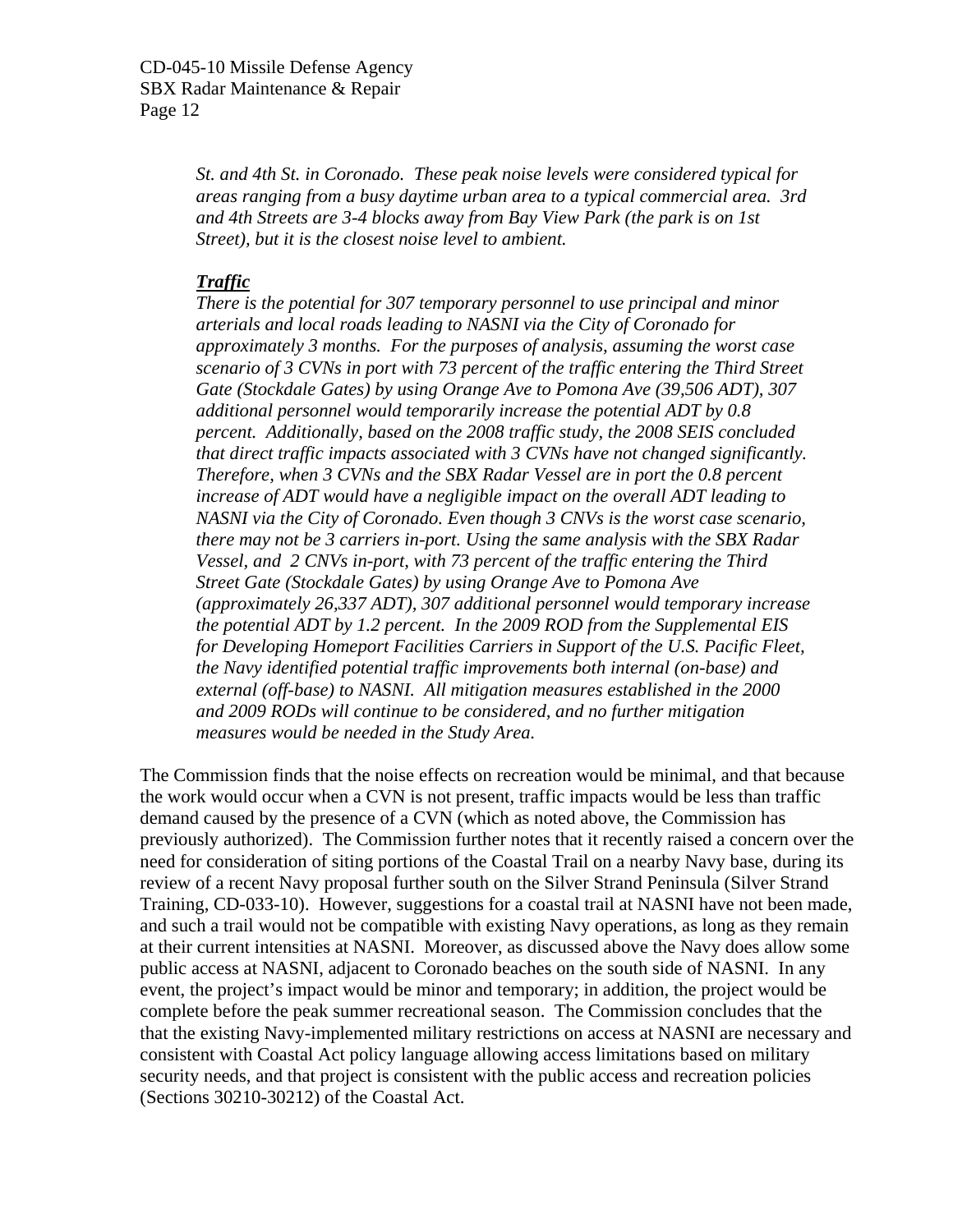*St. and 4th St. in Coronado. These peak noise levels were considered typical for areas ranging from a busy daytime urban area to a typical commercial area. 3rd and 4th Streets are 3-4 blocks away from Bay View Park (the park is on 1st Street), but it is the closest noise level to ambient.*

***Traffic***

*There is the potential for 307 temporary personnel to use principal and minor arterials and local roads leading to NASNI via the City of Coronado for approximately 3 months. For the purposes of analysis, assuming the worst case scenario of 3 CVNs in port with 73 percent of the traffic entering the Third Street Gate (Stockdale Gates) by using Orange Ave to Pomona Ave (39,506 ADT), 307 additional personnel would temporarily increase the potential ADT by 0.8 percent. Additionally, based on the 2008 traffic study, the 2008 SEIS concluded that direct traffic impacts associated with 3 CVNs have not changed significantly. Therefore, when 3 CVNs and the SBX Radar Vessel are in port the 0.8 percent increase of ADT would have a negligible impact on the overall ADT leading to NASNI via the City of Coronado. Even though 3 CNVs is the worst case scenario, there may not be 3 carriers in-port. Using the same analysis with the SBX Radar Vessel, and 2 CNVs in-port, with 73 percent of the traffic entering the Third Street Gate (Stockdale Gates) by using Orange Ave to Pomona Ave (approximately 26,337 ADT), 307 additional personnel would temporary increase the potential ADT by 1.2 percent. In the 2009 ROD from the Supplemental EIS for Developing Homeport Facilities Carriers in Support of the U.S. Pacific Fleet, the Navy identified potential traffic improvements both internal (on-base) and external (off-base) to NASNI. All mitigation measures established in the 2000 and 2009 RODs will continue to be considered, and no further mitigation measures would be needed in the Study Area.*

The Commission finds that the noise effects on recreation would be minimal, and that because the work would occur when a CVN is not present, traffic impacts would be less than traffic demand caused by the presence of a CVN (which as noted above, the Commission has previously authorized). The Commission further notes that it recently raised a concern over the need for consideration of siting portions of the Coastal Trail on a nearby Navy base, during its review of a recent Navy proposal further south on the Silver Strand Peninsula (Silver Strand Training, CD-033-10). However, suggestions for a coastal trail at NASNI have not been made, and such a trail would not be compatible with existing Navy operations, as long as they remain at their current intensities at NASNI. Moreover, as discussed above the Navy does allow some public access at NASNI, adjacent to Coronado beaches on the south side of NASNI. In any event, the project's impact would be minor and temporary; in addition, the project would be complete before the peak summer recreational season. The Commission concludes that the that the existing Navy-implemented military restrictions on access at NASNI are necessary and consistent with Coastal Act policy language allowing access limitations based on military security needs, and that project is consistent with the public access and recreation policies (Sections 30210-30212) of the Coastal Act.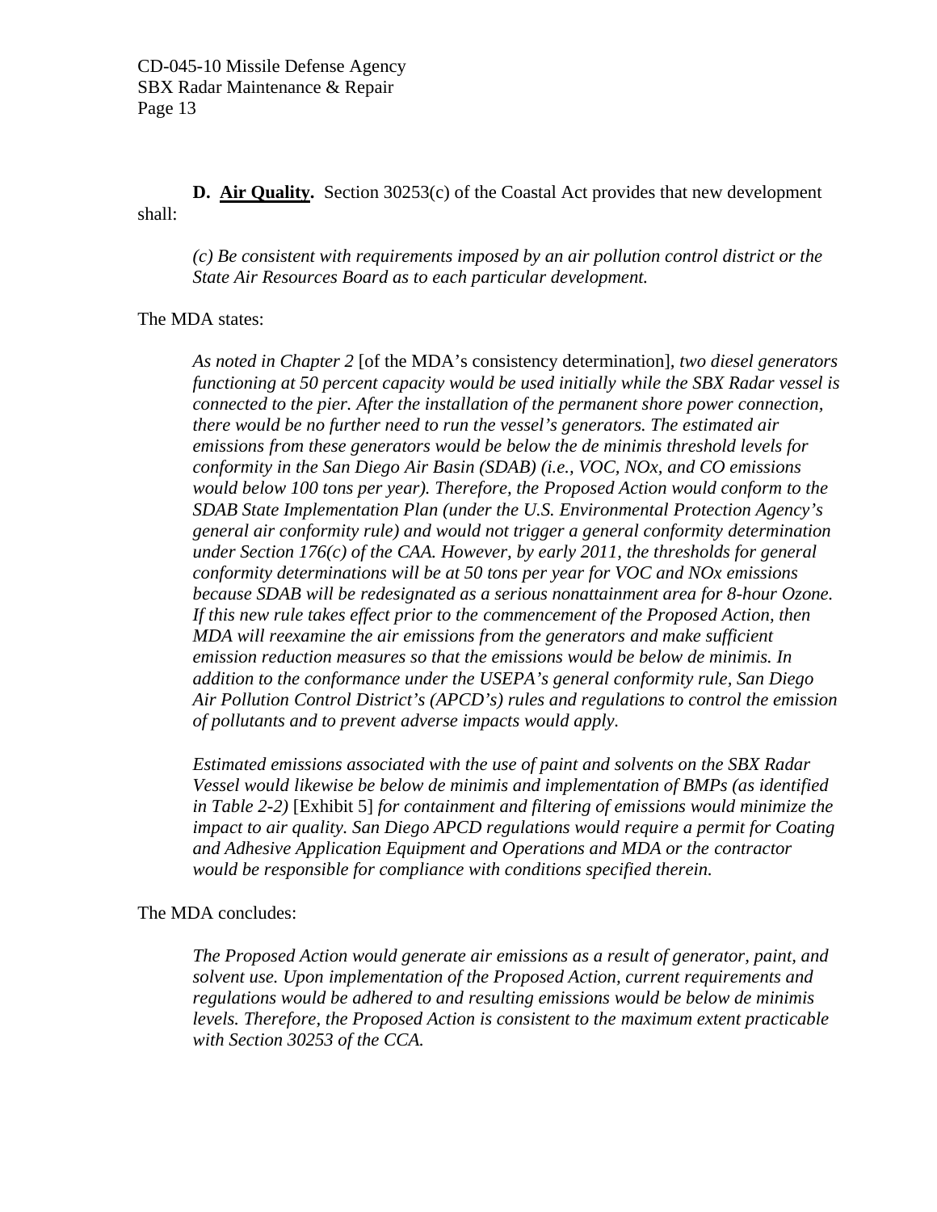**D. Air Quality.** Section 30253(c) of the Coastal Act provides that new development shall:

> *(c) Be consistent with requirements imposed by an air pollution control district or the State Air Resources Board as to each particular development.*

The MDA states:

> *As noted in Chapter 2* [of the MDA's consistency determination], *two diesel generators functioning at 50 percent capacity would be used initially while the SBX Radar vessel is connected to the pier. After the installation of the permanent shore power connection, there would be no further need to run the vessel's generators. The estimated air emissions from these generators would be below the de minimis threshold levels for conformity in the San Diego Air Basin (SDAB) (i.e., VOC, NOx, and CO emissions would below 100 tons per year). Therefore, the Proposed Action would conform to the SDAB State Implementation Plan (under the U.S. Environmental Protection Agency's general air conformity rule) and would not trigger a general conformity determination under Section 176(c) of the CAA. However, by early 2011, the thresholds for general conformity determinations will be at 50 tons per year for VOC and NOx emissions because SDAB will be redesignated as a serious nonattainment area for 8-hour Ozone. If this new rule takes effect prior to the commencement of the Proposed Action, then MDA will reexamine the air emissions from the generators and make sufficient emission reduction measures so that the emissions would be below de minimis. In addition to the conformance under the USEPA's general conformity rule, San Diego Air Pollution Control District's (APCD's) rules and regulations to control the emission of pollutants and to prevent adverse impacts would apply.*
>
> *Estimated emissions associated with the use of paint and solvents on the SBX Radar Vessel would likewise be below de minimis and implementation of BMPs (as identified in Table 2-2)* [Exhibit 5] *for containment and filtering of emissions would minimize the impact to air quality. San Diego APCD regulations would require a permit for Coating and Adhesive Application Equipment and Operations and MDA or the contractor would be responsible for compliance with conditions specified therein.*

The MDA concludes:

> *The Proposed Action would generate air emissions as a result of generator, paint, and solvent use. Upon implementation of the Proposed Action, current requirements and regulations would be adhered to and resulting emissions would be below de minimis levels. Therefore, the Proposed Action is consistent to the maximum extent practicable with Section 30253 of the CCA.*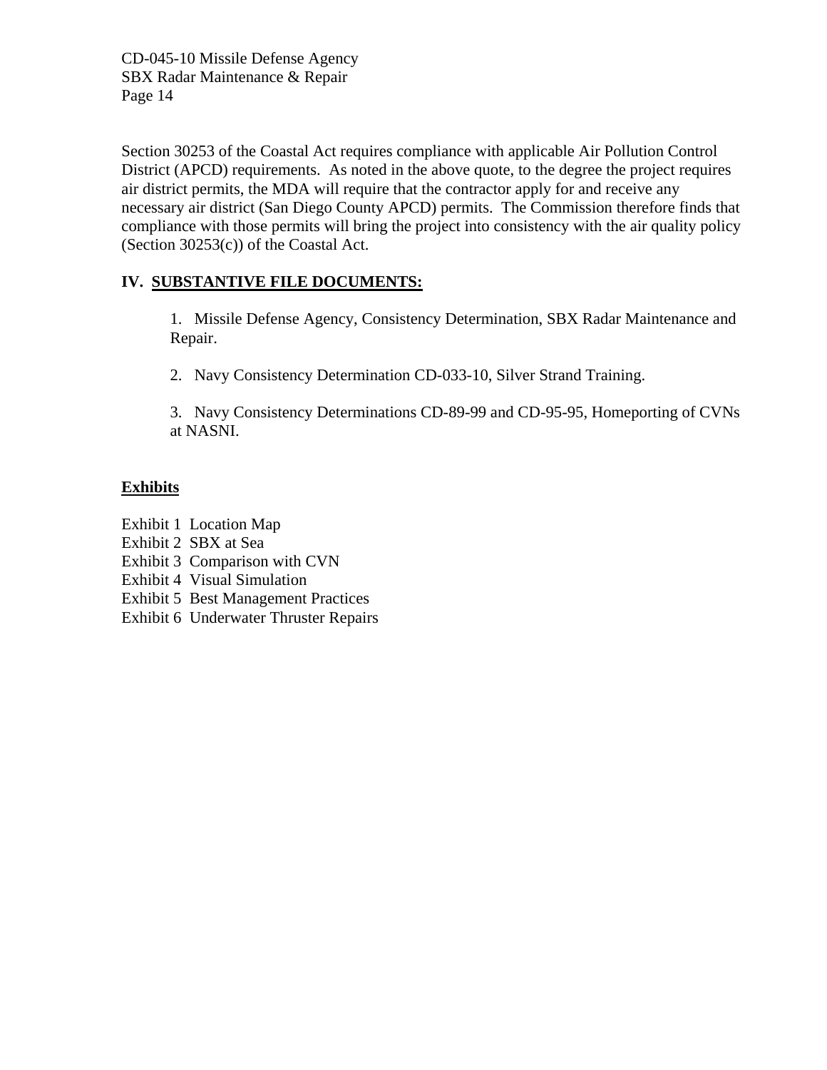Section 30253 of the Coastal Act requires compliance with applicable Air Pollution Control District (APCD) requirements. As noted in the above quote, to the degree the project requires air district permits, the MDA will require that the contractor apply for and receive any necessary air district (San Diego County APCD) permits. The Commission therefore finds that compliance with those permits will bring the project into consistency with the air quality policy (Section 30253(c)) of the Coastal Act.

## IV. SUBSTANTIVE FILE DOCUMENTS:

1. Missile Defense Agency, Consistency Determination, SBX Radar Maintenance and Repair.

2. Navy Consistency Determination CD-033-10, Silver Strand Training.

3. Navy Consistency Determinations CD-89-99 and CD-95-95, Homeporting of CVNs at NASNI.

**Exhibits**

Exhibit 1 Location Map
Exhibit 2 SBX at Sea
Exhibit 3 Comparison with CVN
Exhibit 4 Visual Simulation
Exhibit 5 Best Management Practices
Exhibit 6 Underwater Thruster Repairs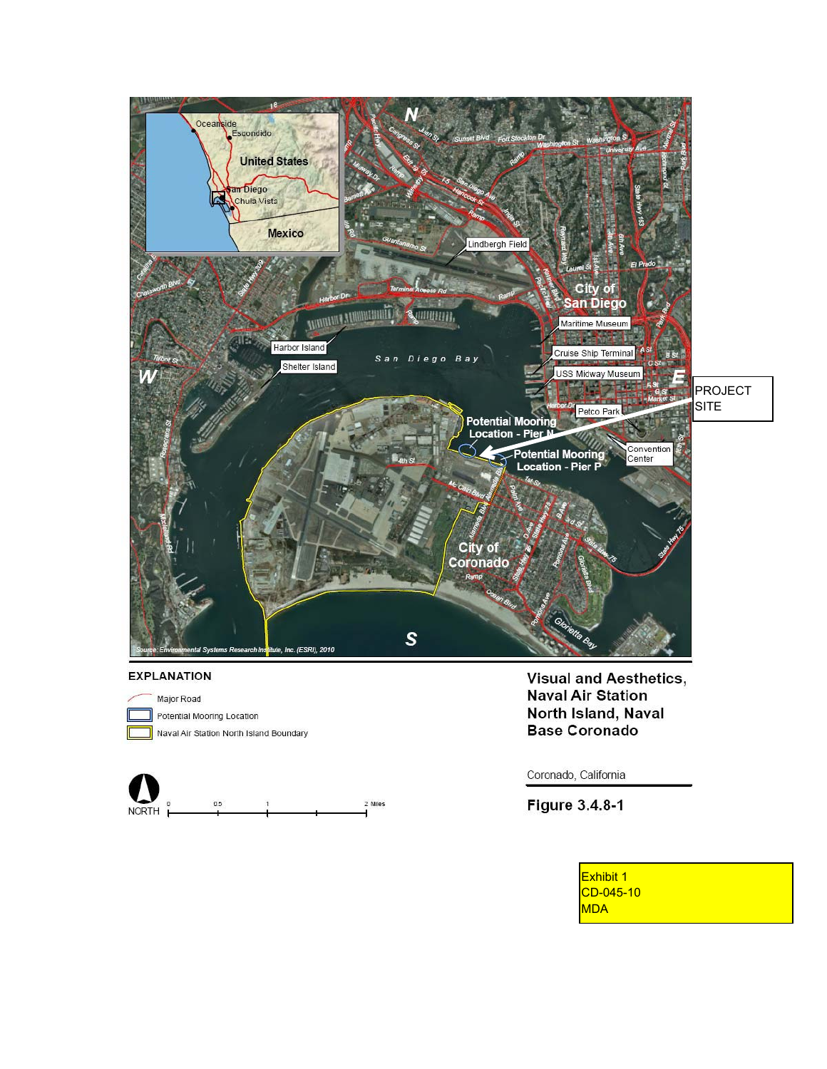EXPLANATION

- Major Road
- Potential Mooring Location
- Naval Air Station North Island Boundary

**Visual and Aesthetics, Naval Air Station North Island, Naval Base Coronado**

Coronado, California

**Figure 3.4.8-1**

Exhibit 1
CD-045-10
MDA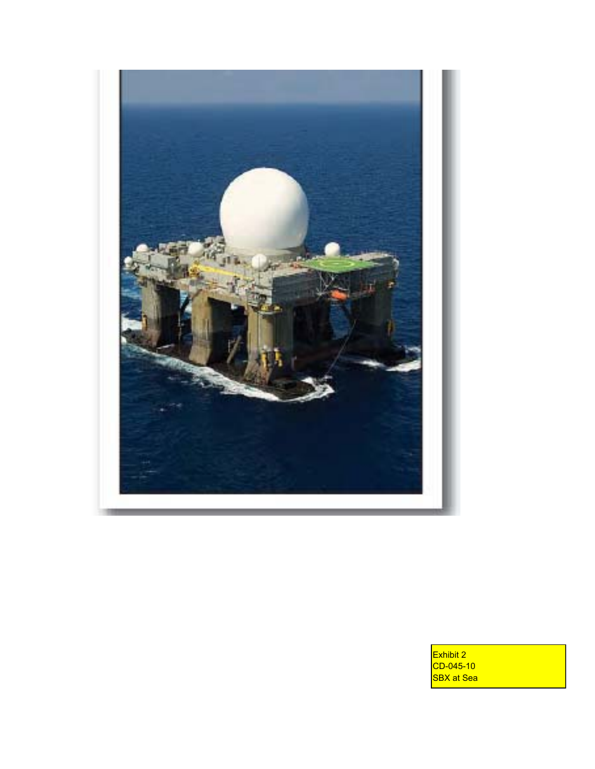Exhibit 2
CD-045-10
SBX at Sea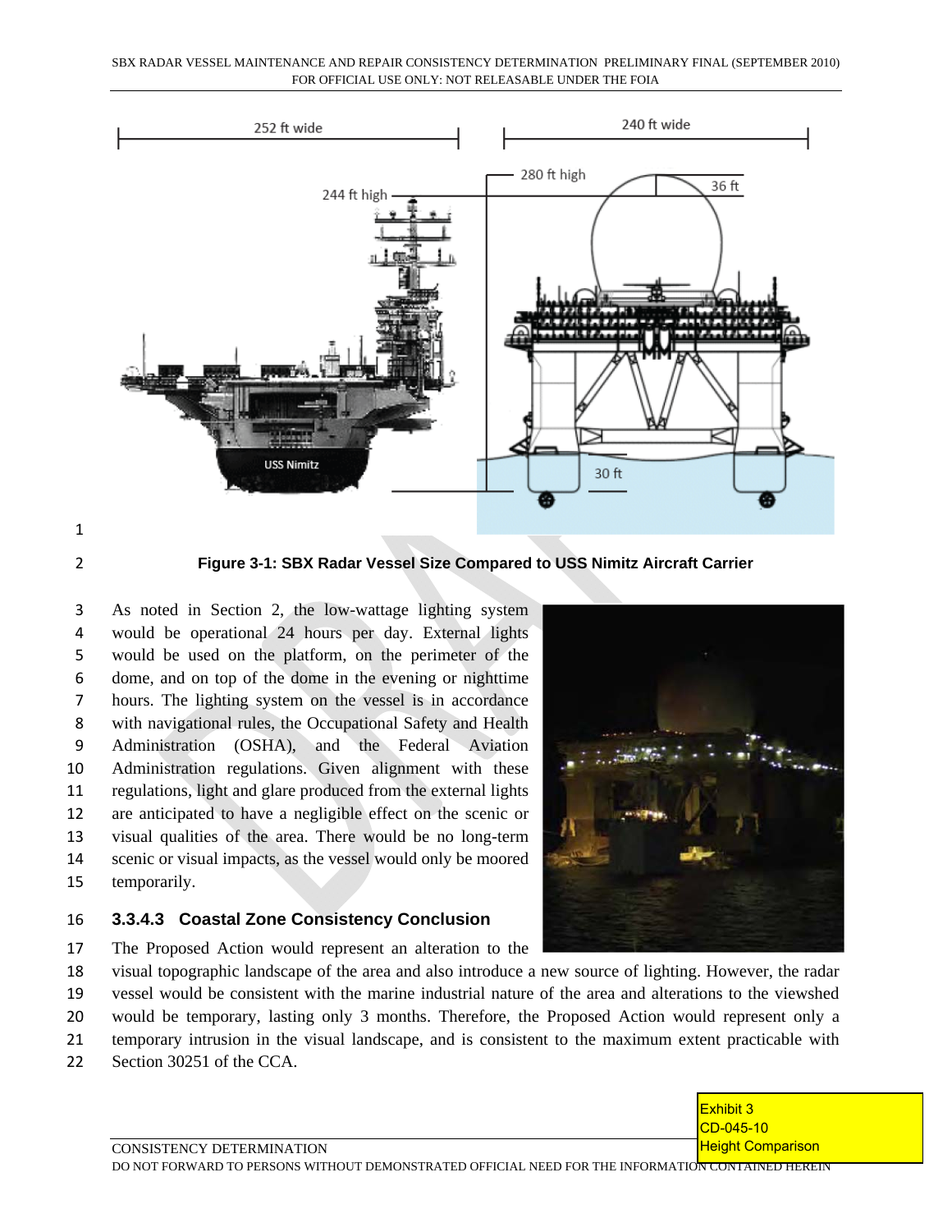Figure 3-1: SBX Radar Vessel Size Compared to USS Nimitz Aircraft Carrier

As noted in Section 2, the low-wattage lighting system would be operational 24 hours per day. External lights would be used on the platform, on the perimeter of the dome, and on top of the dome in the evening or nighttime hours. The lighting system on the vessel is in accordance with navigational rules, the Occupational Safety and Health Administration (OSHA), and the Federal Aviation Administration regulations. Given alignment with these regulations, light and glare produced from the external lights are anticipated to have a negligible effect on the scenic or visual qualities of the area. There would be no long-term scenic or visual impacts, as the vessel would only be moored temporarily.

### 3.3.4.3 Coastal Zone Consistency Conclusion

The Proposed Action would represent an alteration to the visual topographic landscape of the area and also introduce a new source of lighting. However, the radar vessel would be consistent with the marine industrial nature of the area and alterations to the viewshed would be temporary, lasting only 3 months. Therefore, the Proposed Action would represent only a temporary intrusion in the visual landscape, and is consistent to the maximum extent practicable with Section 30251 of the CCA.

Exhibit 3
CD-045-10
Height Comparison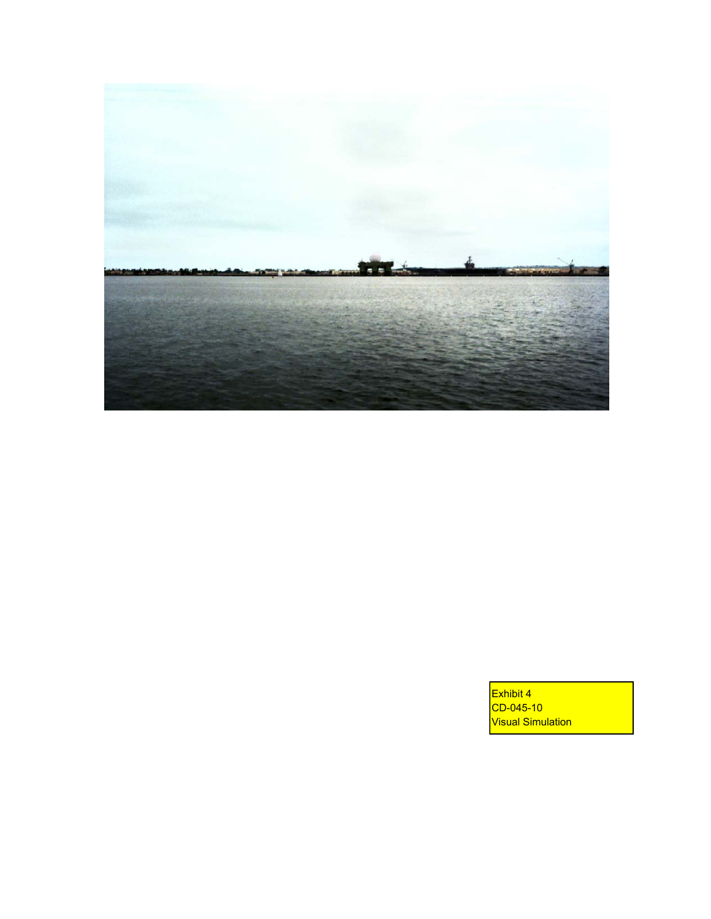Exhibit 4
CD-045-10
Visual Simulation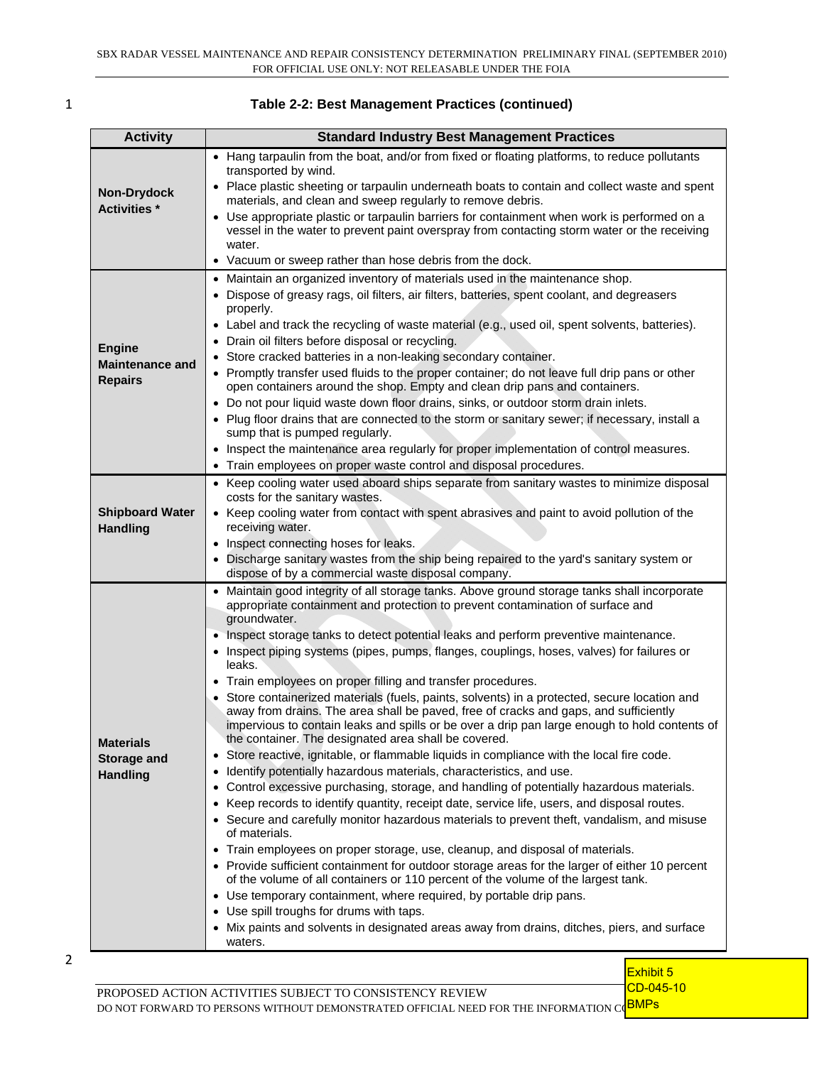**Table 2-2: Best Management Practices (continued)**

| Activity | Standard Industry Best Management Practices |
|---|---|
| **Non-Drydock Activities *** | • Hang tarpaulin from the boat, and/or from fixed or floating platforms, to reduce pollutants transported by wind.<br>• Place plastic sheeting or tarpaulin underneath boats to contain and collect waste and spent materials, and clean and sweep regularly to remove debris.<br>• Use appropriate plastic or tarpaulin barriers for containment when work is performed on a vessel in the water to prevent paint overspray from contacting storm water or the receiving water.<br>• Vacuum or sweep rather than hose debris from the dock. |
| **Engine Maintenance and Repairs** | • Maintain an organized inventory of materials used in the maintenance shop.<br>• Dispose of greasy rags, oil filters, air filters, batteries, spent coolant, and degreasers properly.<br>• Label and track the recycling of waste material (e.g., used oil, spent solvents, batteries).<br>• Drain oil filters before disposal or recycling.<br>• Store cracked batteries in a non-leaking secondary container.<br>• Promptly transfer used fluids to the proper container; do not leave full drip pans or other open containers around the shop. Empty and clean drip pans and containers.<br>• Do not pour liquid waste down floor drains, sinks, or outdoor storm drain inlets.<br>• Plug floor drains that are connected to the storm or sanitary sewer; if necessary, install a sump that is pumped regularly.<br>• Inspect the maintenance area regularly for proper implementation of control measures.<br>• Train employees on proper waste control and disposal procedures. |
| **Shipboard Water Handling** | • Keep cooling water used aboard ships separate from sanitary wastes to minimize disposal costs for the sanitary wastes.<br>• Keep cooling water from contact with spent abrasives and paint to avoid pollution of the receiving water.<br>• Inspect connecting hoses for leaks.<br>• Discharge sanitary wastes from the ship being repaired to the yard's sanitary system or dispose of by a commercial waste disposal company. |
| **Materials Storage and Handling** | • Maintain good integrity of all storage tanks. Above ground storage tanks shall incorporate appropriate containment and protection to prevent contamination of surface and groundwater.<br>• Inspect storage tanks to detect potential leaks and perform preventive maintenance.<br>• Inspect piping systems (pipes, pumps, flanges, couplings, hoses, valves) for failures or leaks.<br>• Train employees on proper filling and transfer procedures.<br>• Store containerized materials (fuels, paints, solvents) in a protected, secure location and away from drains. The area shall be paved, free of cracks and gaps, and sufficiently impervious to contain leaks and spills or be over a drip pan large enough to hold contents of the container. The designated area shall be covered.<br>• Store reactive, ignitable, or flammable liquids in compliance with the local fire code.<br>• Identify potentially hazardous materials, characteristics, and use.<br>• Control excessive purchasing, storage, and handling of potentially hazardous materials.<br>• Keep records to identify quantity, receipt date, service life, users, and disposal routes.<br>• Secure and carefully monitor hazardous materials to prevent theft, vandalism, and misuse of materials.<br>• Train employees on proper storage, use, cleanup, and disposal of materials.<br>• Provide sufficient containment for outdoor storage areas for the larger of either 10 percent of the volume of all containers or 110 percent of the volume of the largest tank.<br>• Use temporary containment, where required, by portable drip pans.<br>• Use spill troughs for drums with taps.<br>• Mix paints and solvents in designated areas away from drains, ditches, piers, and surface waters. |

Exhibit 5
CD-045-10
BMPs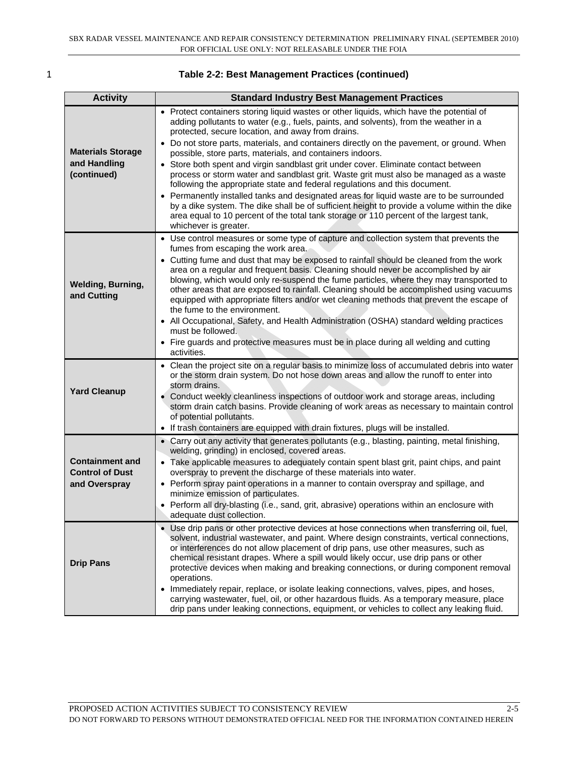**Table 2-2: Best Management Practices (continued)**

| Activity | Standard Industry Best Management Practices |
|---|---|
| **Materials Storage and Handling (continued)** | • Protect containers storing liquid wastes or other liquids, which have the potential of adding pollutants to water (e.g., fuels, paints, and solvents), from the weather in a protected, secure location, and away from drains.<br>• Do not store parts, materials, and containers directly on the pavement, or ground. When possible, store parts, materials, and containers indoors.<br>• Store both spent and virgin sandblast grit under cover. Eliminate contact between process or storm water and sandblast grit. Waste grit must also be managed as a waste following the appropriate state and federal regulations and this document.<br>• Permanently installed tanks and designated areas for liquid waste are to be surrounded by a dike system. The dike shall be of sufficient height to provide a volume within the dike area equal to 10 percent of the total tank storage or 110 percent of the largest tank, whichever is greater. |
| **Welding, Burning, and Cutting** | • Use control measures or some type of capture and collection system that prevents the fumes from escaping the work area.<br>• Cutting fume and dust that may be exposed to rainfall should be cleaned from the work area on a regular and frequent basis. Cleaning should never be accomplished by air blowing, which would only re-suspend the fume particles, where they may transported to other areas that are exposed to rainfall. Cleaning should be accomplished using vacuums equipped with appropriate filters and/or wet cleaning methods that prevent the escape of the fume to the environment.<br>• All Occupational, Safety, and Health Administration (OSHA) standard welding practices must be followed.<br>• Fire guards and protective measures must be in place during all welding and cutting activities. |
| **Yard Cleanup** | • Clean the project site on a regular basis to minimize loss of accumulated debris into water or the storm drain system. Do not hose down areas and allow the runoff to enter into storm drains.<br>• Conduct weekly cleanliness inspections of outdoor work and storage areas, including storm drain catch basins. Provide cleaning of work areas as necessary to maintain control of potential pollutants.<br>• If trash containers are equipped with drain fixtures, plugs will be installed. |
| **Containment and Control of Dust and Overspray** | • Carry out any activity that generates pollutants (e.g., blasting, painting, metal finishing, welding, grinding) in enclosed, covered areas.<br>• Take applicable measures to adequately contain spent blast grit, paint chips, and paint overspray to prevent the discharge of these materials into water.<br>• Perform spray paint operations in a manner to contain overspray and spillage, and minimize emission of particulates.<br>• Perform all dry-blasting (i.e., sand, grit, abrasive) operations within an enclosure with adequate dust collection. |
| **Drip Pans** | • Use drip pans or other protective devices at hose connections when transferring oil, fuel, solvent, industrial wastewater, and paint. Where design constraints, vertical connections, or interferences do not allow placement of drip pans, use other measures, such as chemical resistant drapes. Where a spill would likely occur, use drip pans or other protective devices when making and breaking connections, or during component removal operations.<br>• Immediately repair, replace, or isolate leaking connections, valves, pipes, and hoses, carrying wastewater, fuel, oil, or other hazardous fluids. As a temporary measure, place drip pans under leaking connections, equipment, or vehicles to collect any leaking fluid. |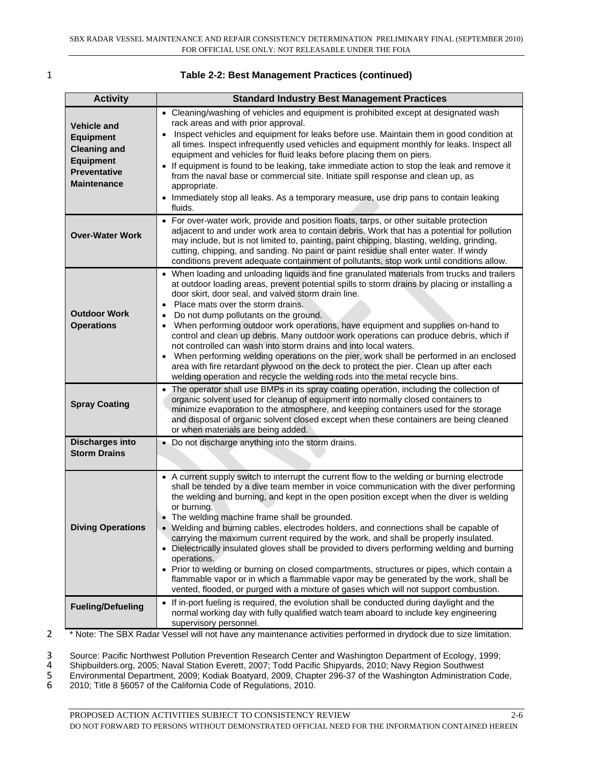**Table 2-2: Best Management Practices (continued)**

| Activity | Standard Industry Best Management Practices |
|---|---|
| **Vehicle and Equipment Cleaning and Equipment Preventative Maintenance** | • Cleaning/washing of vehicles and equipment is prohibited except at designated wash rack areas and with prior approval.<br>• Inspect vehicles and equipment for leaks before use. Maintain them in good condition at all times. Inspect infrequently used vehicles and equipment monthly for leaks. Inspect all equipment and vehicles for fluid leaks before placing them on piers.<br>• If equipment is found to be leaking, take immediate action to stop the leak and remove it from the naval base or commercial site. Initiate spill response and clean up, as appropriate.<br>• Immediately stop all leaks. As a temporary measure, use drip pans to contain leaking fluids. |
| **Over-Water Work** | • For over-water work, provide and position floats, tarps, or other suitable protection adjacent to and under work area to contain debris. Work that has a potential for pollution may include, but is not limited to, painting, paint chipping, blasting, welding, grinding, cutting, chipping, and sanding. No paint or paint residue shall enter water. If windy conditions prevent adequate containment of pollutants, stop work until conditions allow. |
| **Outdoor Work Operations** | • When loading and unloading liquids and fine granulated materials from trucks and trailers at outdoor loading areas, prevent potential spills to storm drains by placing or installing a door skirt, door seal, and valved storm drain line.<br>• Place mats over the storm drains.<br>• Do not dump pollutants on the ground.<br>• When performing outdoor work operations, have equipment and supplies on-hand to control and clean up debris. Many outdoor work operations can produce debris, which if not controlled can wash into storm drains and into local waters.<br>• When performing welding operations on the pier, work shall be performed in an enclosed area with fire retardant plywood on the deck to protect the pier. Clean up after each welding operation and recycle the welding rods into the metal recycle bins. |
| **Spray Coating** | • The operator shall use BMPs in its spray coating operation, including the collection of organic solvent used for cleanup of equipment into normally closed containers to minimize evaporation to the atmosphere, and keeping containers used for the storage and disposal of organic solvent closed except when these containers are being cleaned or when materials are being added. |
| **Discharges into Storm Drains** | • Do not discharge anything into the storm drains. |
| **Diving Operations** | • A current supply switch to interrupt the current flow to the welding or burning electrode shall be tended by a dive team member in voice communication with the diver performing the welding and burning, and kept in the open position except when the diver is welding or burning.<br>• The welding machine frame shall be grounded.<br>• Welding and burning cables, electrodes holders, and connections shall be capable of carrying the maximum current required by the work, and shall be properly insulated.<br>• Dielectrically insulated gloves shall be provided to divers performing welding and burning operations.<br>• Prior to welding or burning on closed compartments, structures or pipes, which contain a flammable vapor or in which a flammable vapor may be generated by the work, shall be vented, flooded, or purged with a mixture of gases which will not support combustion. |
| **Fueling/Defueling** | • If in-port fueling is required, the evolution shall be conducted during daylight and the normal working day with fully qualified watch team aboard to include key engineering supervisory personnel. |

* Note: The SBX Radar Vessel will not have any maintenance activities performed in drydock due to size limitation.

Source: Pacific Northwest Pollution Prevention Research Center and Washington Department of Ecology, 1999; Shipbuilders.org, 2005; Naval Station Everett, 2007; Todd Pacific Shipyards, 2010; Navy Region Southwest Environmental Department, 2009; Kodiak Boatyard, 2009, Chapter 296-37 of the Washington Administration Code, 2010; Title 8 §6057 of the California Code of Regulations, 2010.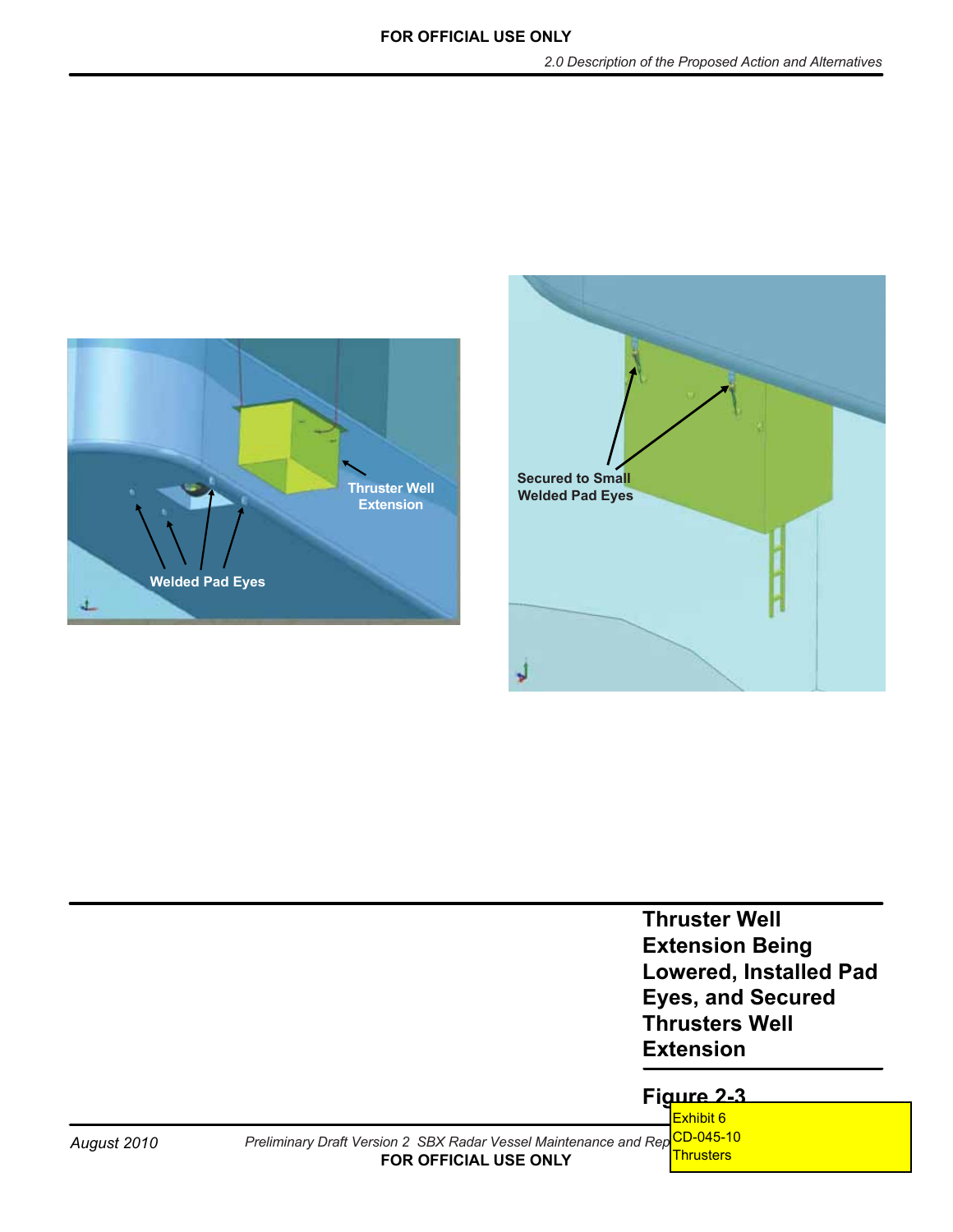Thruster Well Extension

Welded Pad Eyes

Secured to Small Welded Pad Eyes

**Thruster Well Extension Being Lowered, Installed Pad Eyes, and Secured Thrusters Well Extension**

**Figure 2-3**

Exhibit 6
CD-045-10
Thrusters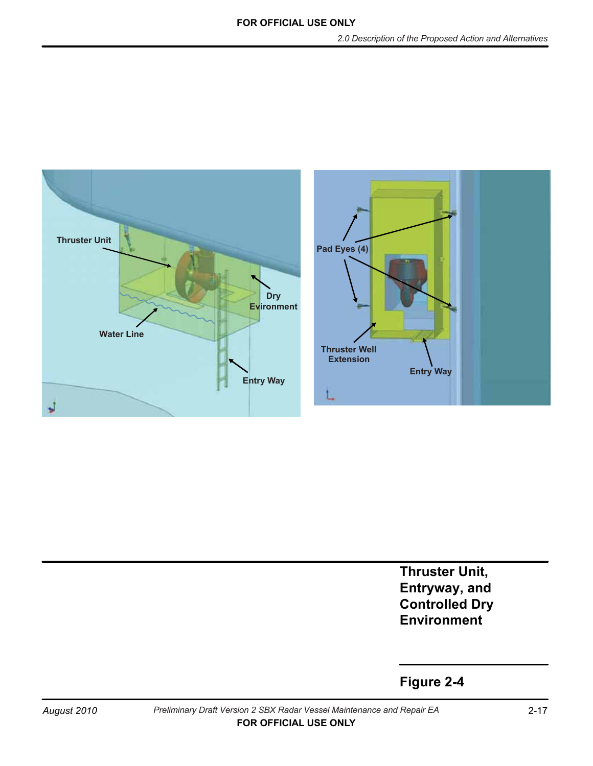Thruster Unit

Dry
Evironment

Water Line

Entry Way

Pad Eyes (4)

Thruster Well
Extension

Entry Way

**Thruster Unit, Entryway, and Controlled Dry Environment**

**Figure 2-4**